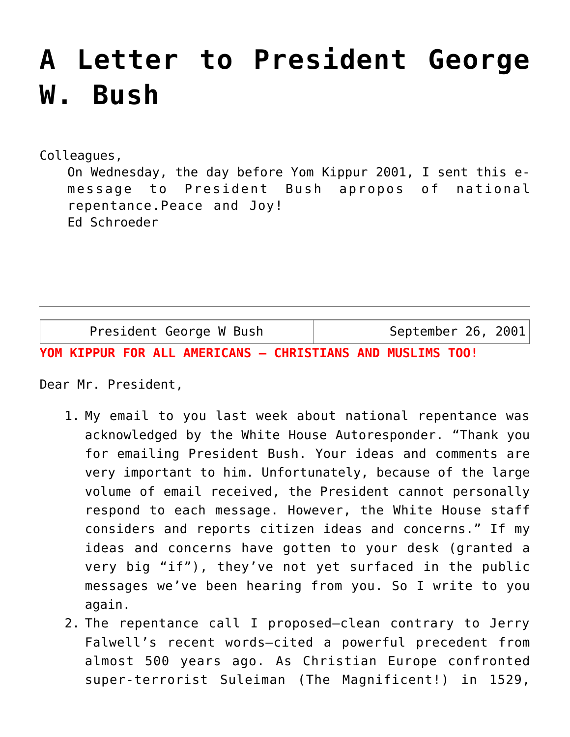# A Letter to President George W. Bush

Colleagues,

On Wednesday, the day before Yom Kippur 2001, I sent this e-message to President Bush apropos of national repentance.Peace and Joy!
Ed Schroeder

---

| President George W Bush | September 26, 2001 |
|---|---|

**YOM KIPPUR FOR ALL AMERICANS – CHRISTIANS AND MUSLIMS TOO!**

Dear Mr. President,

1. My email to you last week about national repentance was acknowledged by the White House Autoresponder. "Thank you for emailing President Bush. Your ideas and comments are very important to him. Unfortunately, because of the large volume of email received, the President cannot personally respond to each message. However, the White House staff considers and reports citizen ideas and concerns." If my ideas and concerns have gotten to your desk (granted a very big "if"), they've not yet surfaced in the public messages we've been hearing from you. So I write to you again.
2. The repentance call I proposed—clean contrary to Jerry Falwell's recent words—cited a powerful precedent from almost 500 years ago. As Christian Europe confronted super-terrorist Suleiman (The Magnificent!) in 1529,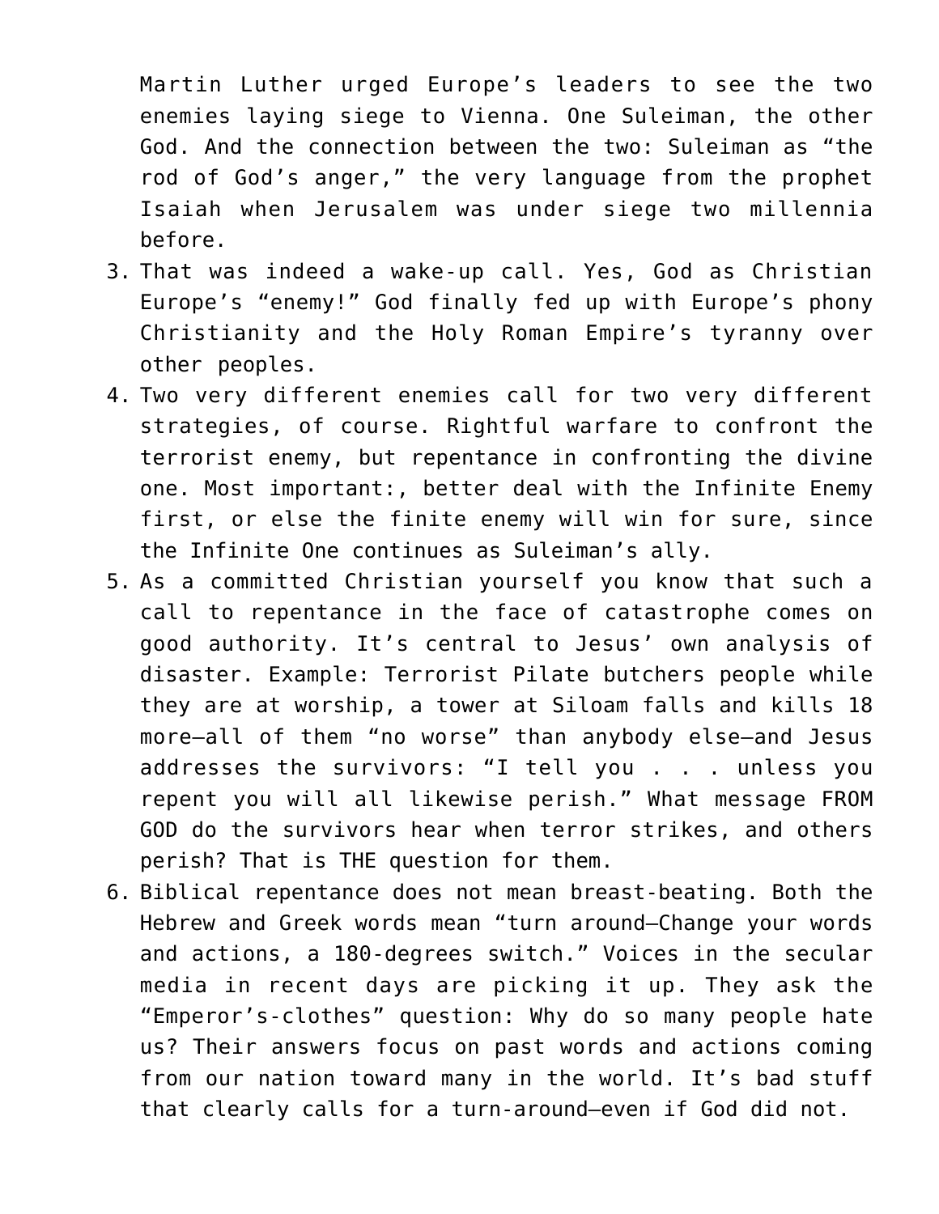Martin Luther urged Europe's leaders to see the two enemies laying siege to Vienna. One Suleiman, the other God. And the connection between the two: Suleiman as "the rod of God's anger," the very language from the prophet Isaiah when Jerusalem was under siege two millennia before.

3. That was indeed a wake-up call. Yes, God as Christian Europe's "enemy!" God finally fed up with Europe's phony Christianity and the Holy Roman Empire's tyranny over other peoples.
4. Two very different enemies call for two very different strategies, of course. Rightful warfare to confront the terrorist enemy, but repentance in confronting the divine one. Most important:, better deal with the Infinite Enemy first, or else the finite enemy will win for sure, since the Infinite One continues as Suleiman's ally.
5. As a committed Christian yourself you know that such a call to repentance in the face of catastrophe comes on good authority. It's central to Jesus' own analysis of disaster. Example: Terrorist Pilate butchers people while they are at worship, a tower at Siloam falls and kills 18 more—all of them "no worse" than anybody else—and Jesus addresses the survivors: "I tell you . . . . unless you repent you will all likewise perish." What message FROM GOD do the survivors hear when terror strikes, and others perish? That is THE question for them.
6. Biblical repentance does not mean breast-beating. Both the Hebrew and Greek words mean "turn around—Change your words and actions, a 180-degrees switch." Voices in the secular media in recent days are picking it up. They ask the "Emperor's-clothes" question: Why do so many people hate us? Their answers focus on past words and actions coming from our nation toward many in the world. It's bad stuff that clearly calls for a turn-around—even if God did not.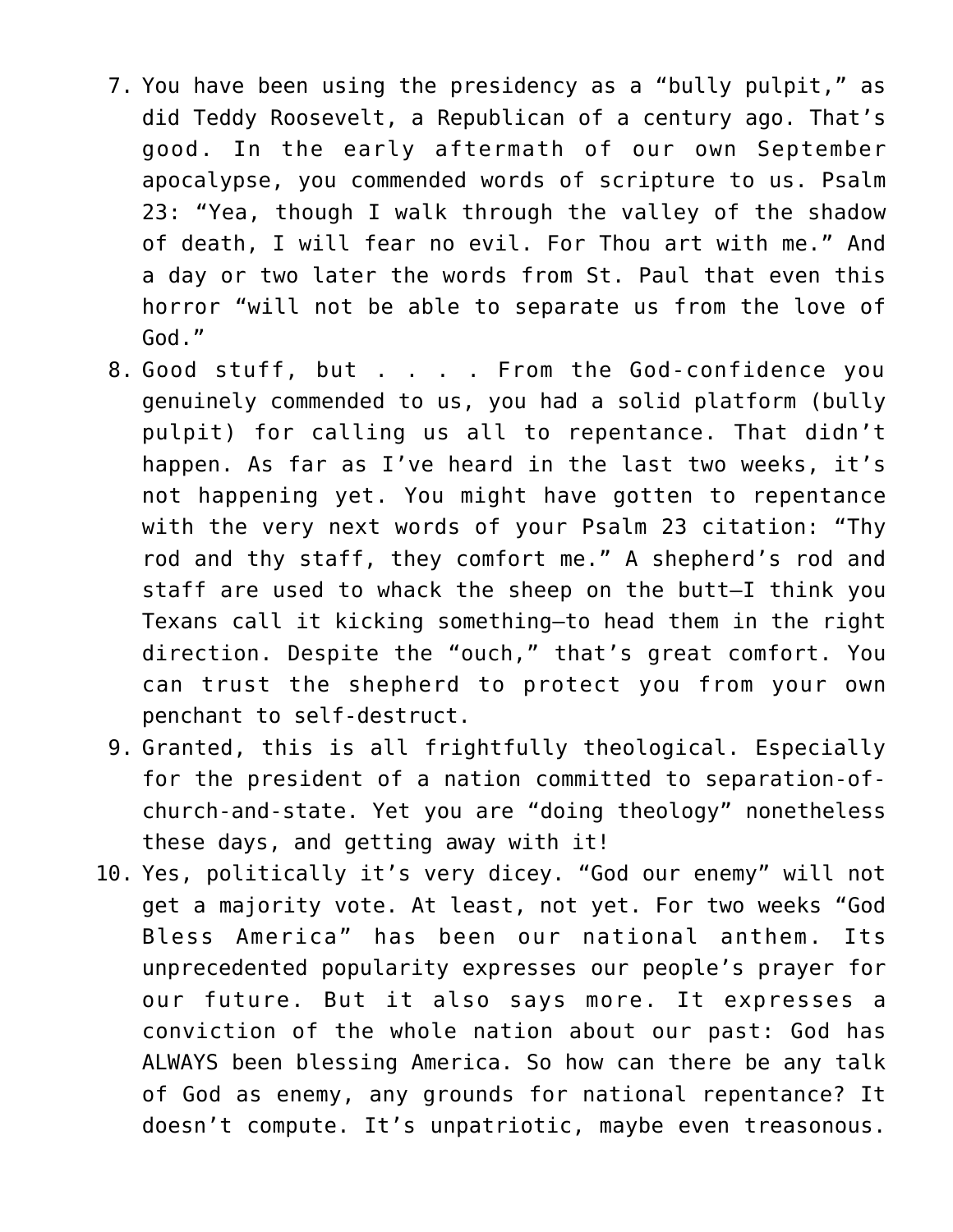7. You have been using the presidency as a "bully pulpit," as did Teddy Roosevelt, a Republican of a century ago. That's good. In the early aftermath of our own September apocalypse, you commended words of scripture to us. Psalm 23: "Yea, though I walk through the valley of the shadow of death, I will fear no evil. For Thou art with me." And a day or two later the words from St. Paul that even this horror "will not be able to separate us from the love of God."
8. Good stuff, but . . . . From the God-confidence you genuinely commended to us, you had a solid platform (bully pulpit) for calling us all to repentance. That didn't happen. As far as I've heard in the last two weeks, it's not happening yet. You might have gotten to repentance with the very next words of your Psalm 23 citation: "Thy rod and thy staff, they comfort me." A shepherd's rod and staff are used to whack the sheep on the butt—I think you Texans call it kicking something—to head them in the right direction. Despite the "ouch," that's great comfort. You can trust the shepherd to protect you from your own penchant to self-destruct.
9. Granted, this is all frightfully theological. Especially for the president of a nation committed to separation-of-church-and-state. Yet you are "doing theology" nonetheless these days, and getting away with it!
10. Yes, politically it's very dicey. "God our enemy" will not get a majority vote. At least, not yet. For two weeks "God Bless America" has been our national anthem. Its unprecedented popularity expresses our people's prayer for our future. But it also says more. It expresses a conviction of the whole nation about our past: God has ALWAYS been blessing America. So how can there be any talk of God as enemy, any grounds for national repentance? It doesn't compute. It's unpatriotic, maybe even treasonous.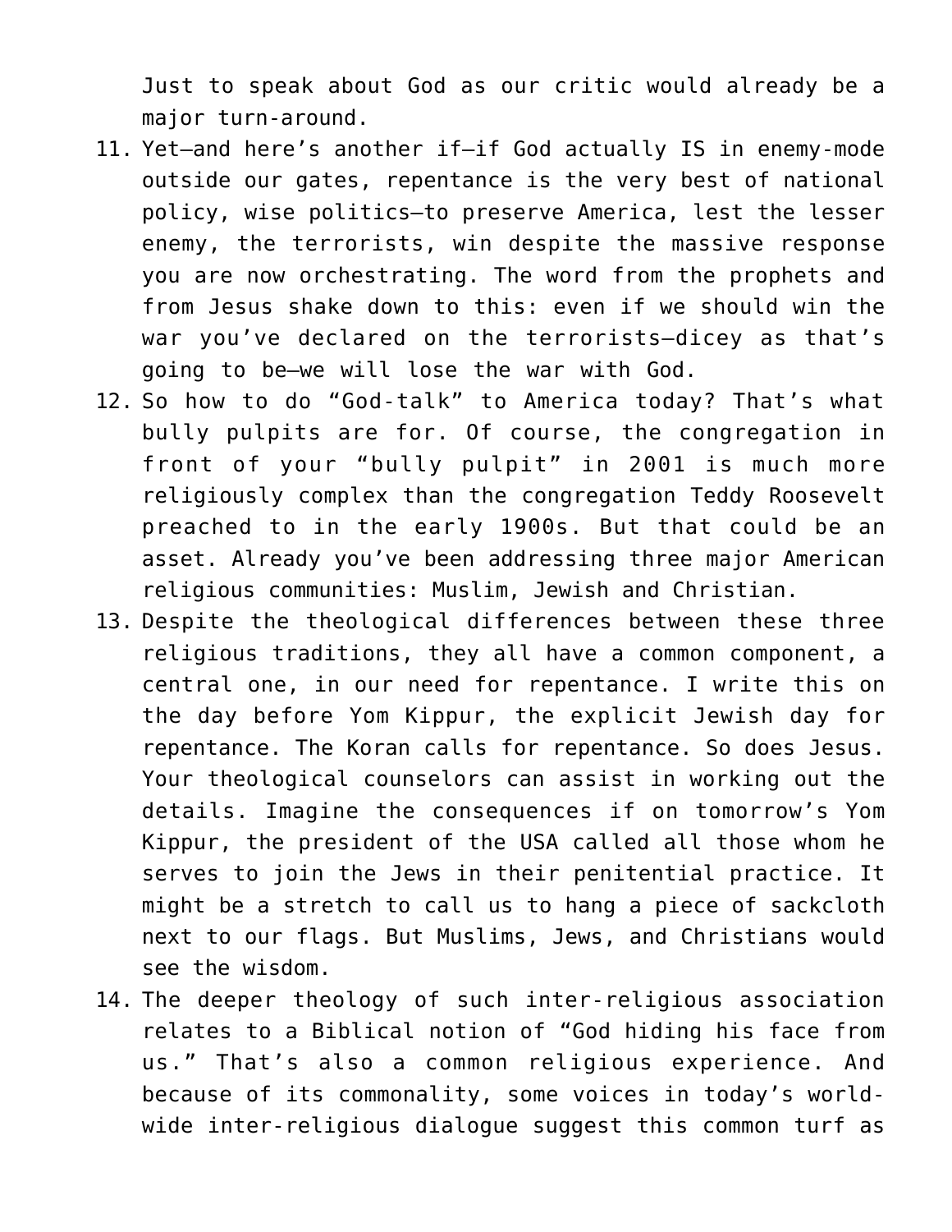Just to speak about God as our critic would already be a major turn-around.

11. Yet—and here's another if—if God actually IS in enemy-mode outside our gates, repentance is the very best of national policy, wise politics—to preserve America, lest the lesser enemy, the terrorists, win despite the massive response you are now orchestrating. The word from the prophets and from Jesus shake down to this: even if we should win the war you've declared on the terrorists—dicey as that's going to be—we will lose the war with God.
12. So how to do "God-talk" to America today? That's what bully pulpits are for. Of course, the congregation in front of your "bully pulpit" in 2001 is much more religiously complex than the congregation Teddy Roosevelt preached to in the early 1900s. But that could be an asset. Already you've been addressing three major American religious communities: Muslim, Jewish and Christian.
13. Despite the theological differences between these three religious traditions, they all have a common component, a central one, in our need for repentance. I write this on the day before Yom Kippur, the explicit Jewish day for repentance. The Koran calls for repentance. So does Jesus. Your theological counselors can assist in working out the details. Imagine the consequences if on tomorrow's Yom Kippur, the president of the USA called all those whom he serves to join the Jews in their penitential practice. It might be a stretch to call us to hang a piece of sackcloth next to our flags. But Muslims, Jews, and Christians would see the wisdom.
14. The deeper theology of such inter-religious association relates to a Biblical notion of "God hiding his face from us." That's also a common religious experience. And because of its commonality, some voices in today's world-wide inter-religious dialogue suggest this common turf as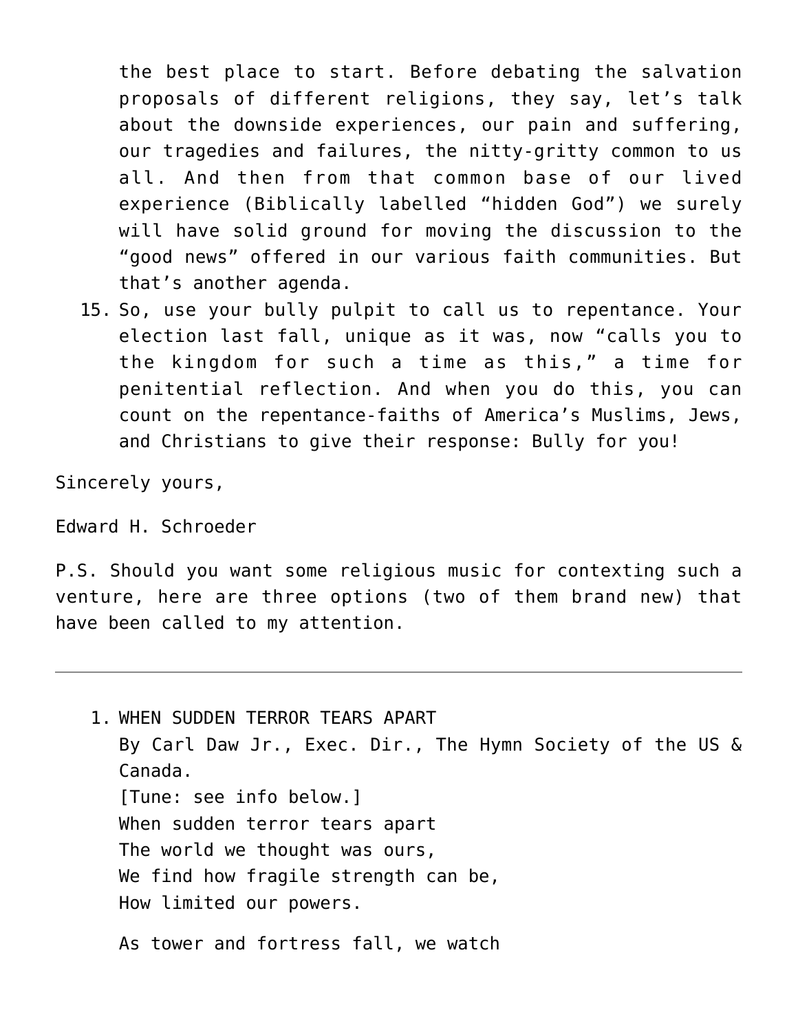the best place to start. Before debating the salvation proposals of different religions, they say, let's talk about the downside experiences, our pain and suffering, our tragedies and failures, the nitty-gritty common to us all. And then from that common base of our lived experience (Biblically labelled "hidden God") we surely will have solid ground for moving the discussion to the "good news" offered in our various faith communities. But that's another agenda.

15. So, use your bully pulpit to call us to repentance. Your election last fall, unique as it was, now "calls you to the kingdom for such a time as this," a time for penitential reflection. And when you do this, you can count on the repentance-faiths of America's Muslims, Jews, and Christians to give their response: Bully for you!

Sincerely yours,

Edward H. Schroeder

P.S. Should you want some religious music for contexting such a venture, here are three options (two of them brand new) that have been called to my attention.

---

1. WHEN SUDDEN TERROR TEARS APART
   By Carl Daw Jr., Exec. Dir., The Hymn Society of the US & Canada.
   [Tune: see info below.]
   When sudden terror tears apart
   The world we thought was ours,
   We find how fragile strength can be,
   How limited our powers.

   As tower and fortress fall, we watch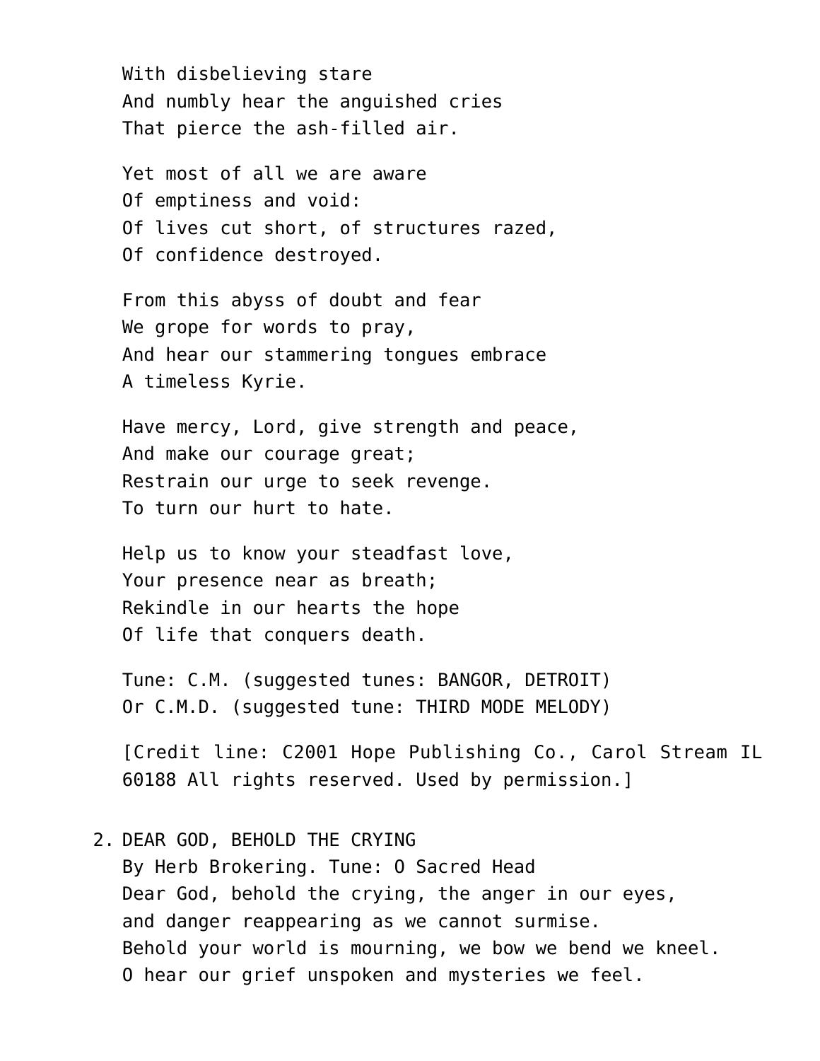With disbelieving stare  
And numbly hear the anguished cries  
That pierce the ash-filled air.

Yet most of all we are aware  
Of emptiness and void:  
Of lives cut short, of structures razed,  
Of confidence destroyed.

From this abyss of doubt and fear  
We grope for words to pray,  
And hear our stammering tongues embrace  
A timeless Kyrie.

Have mercy, Lord, give strength and peace,  
And make our courage great;  
Restrain our urge to seek revenge.  
To turn our hurt to hate.

Help us to know your steadfast love,  
Your presence near as breath;  
Rekindle in our hearts the hope  
Of life that conquers death.

Tune: C.M. (suggested tunes: BANGOR, DETROIT)  
Or C.M.D. (suggested tune: THIRD MODE MELODY)

[Credit line: C2001 Hope Publishing Co., Carol Stream IL 60188 All rights reserved. Used by permission.]

2. DEAR GOD, BEHOLD THE CRYING  
   By Herb Brokering. Tune: O Sacred Head  
   Dear God, behold the crying, the anger in our eyes,  
   and danger reappearing as we cannot surmise.  
   Behold your world is mourning, we bow we bend we kneel.  
   O hear our grief unspoken and mysteries we feel.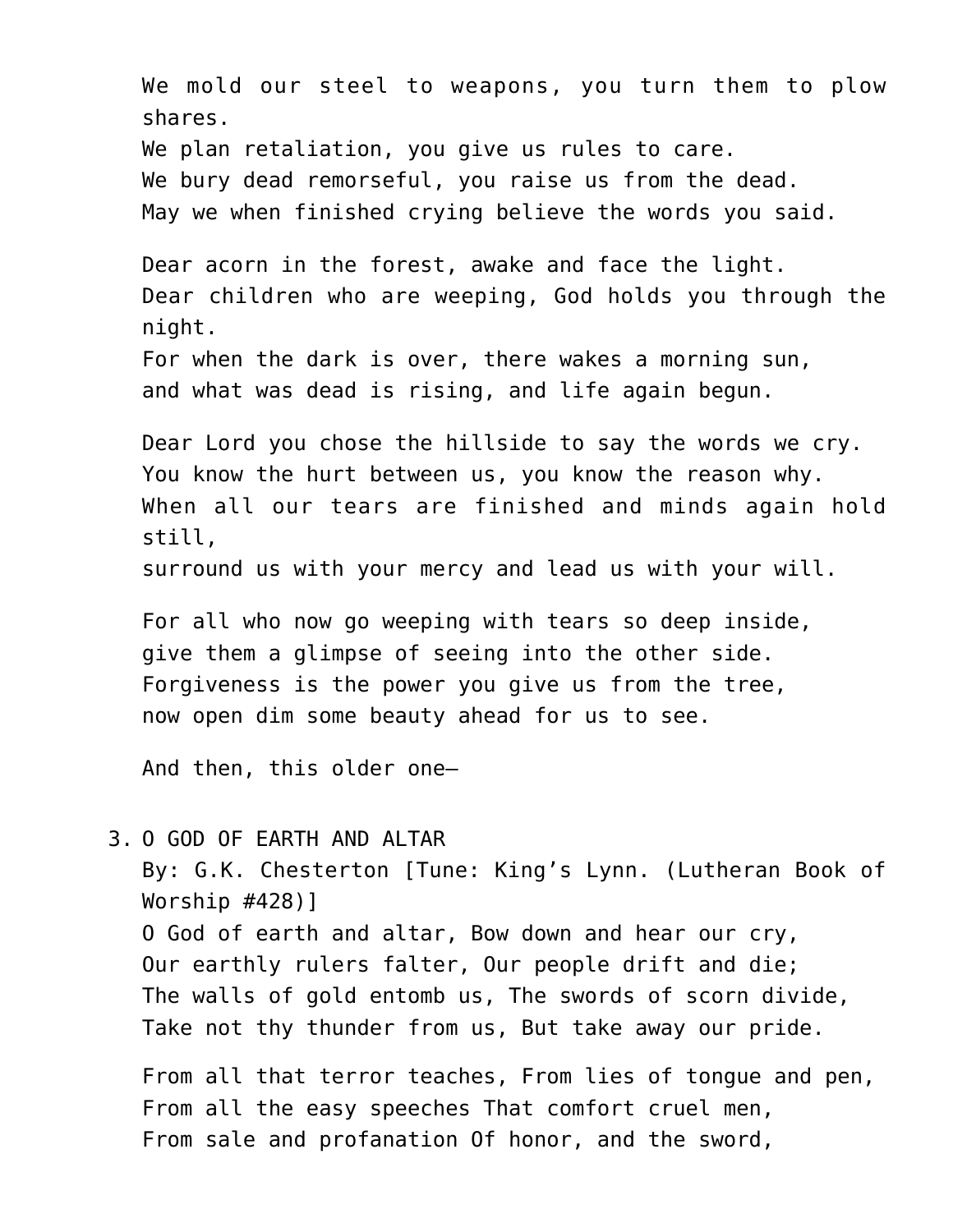We mold our steel to weapons, you turn them to plow shares.
We plan retaliation, you give us rules to care.
We bury dead remorseful, you raise us from the dead.
May we when finished crying believe the words you said.

Dear acorn in the forest, awake and face the light.
Dear children who are weeping, God holds you through the night.
For when the dark is over, there wakes a morning sun,
and what was dead is rising, and life again begun.

Dear Lord you chose the hillside to say the words we cry.
You know the hurt between us, you know the reason why.
When all our tears are finished and minds again hold still,
surround us with your mercy and lead us with your will.

For all who now go weeping with tears so deep inside,
give them a glimpse of seeing into the other side.
Forgiveness is the power you give us from the tree,
now open dim some beauty ahead for us to see.

And then, this older one—

3. O GOD OF EARTH AND ALTAR
   By: G.K. Chesterton [Tune: King's Lynn. (Lutheran Book of Worship #428)]
   O God of earth and altar, Bow down and hear our cry,
   Our earthly rulers falter, Our people drift and die;
   The walls of gold entomb us, The swords of scorn divide,
   Take not thy thunder from us, But take away our pride.

   From all that terror teaches, From lies of tongue and pen,
   From all the easy speeches That comfort cruel men,
   From sale and profanation Of honor, and the sword,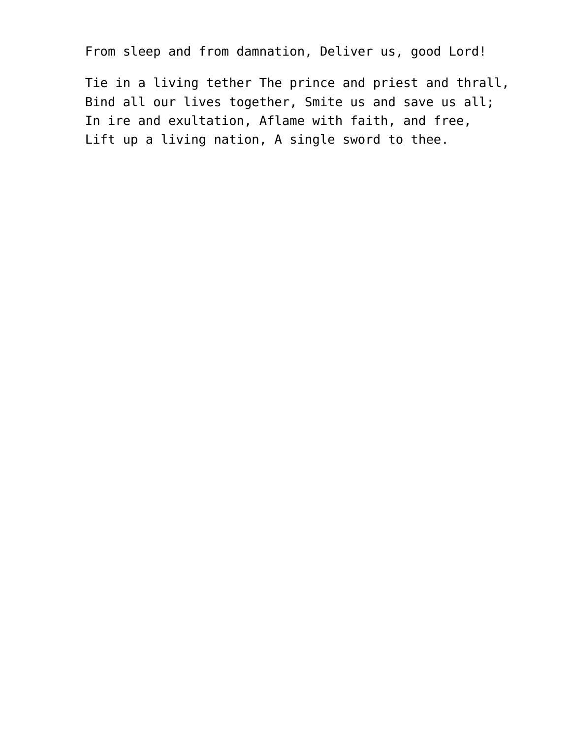From sleep and from damnation, Deliver us, good Lord!

Tie in a living tether The prince and priest and thrall,
Bind all our lives together, Smite us and save us all;
In ire and exultation, Aflame with faith, and free,
Lift up a living nation, A single sword to thee.